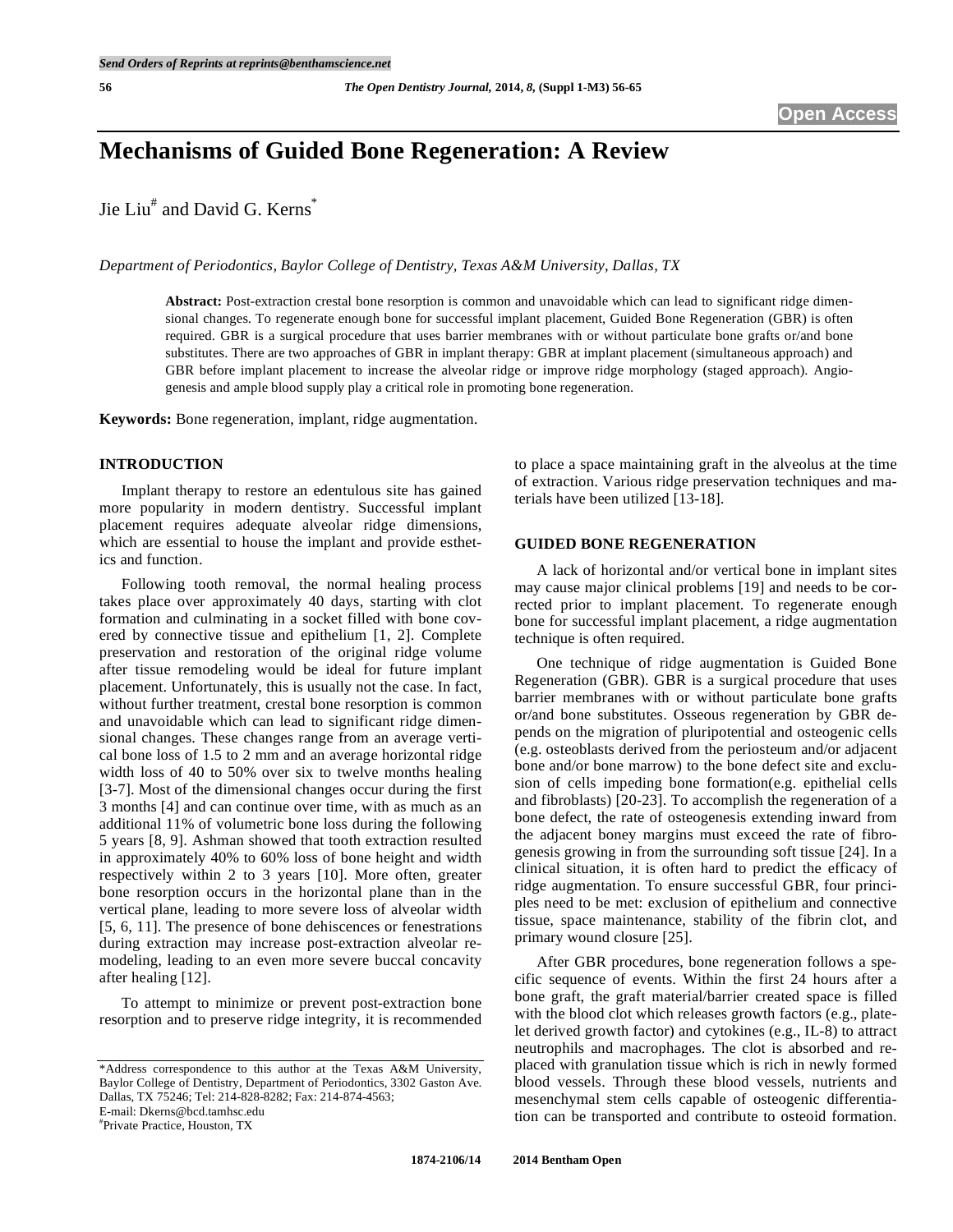# Mechanisms of Guided Bone Regeneration: A Review

Jie Liu[#] and David G. Kerns[*]

*Department of Periodontics, Baylor College of Dentistry, Texas A&M University, Dallas, TX*

**Abstract:** Post-extraction crestal bone resorption is common and unavoidable which can lead to significant ridge dimensional changes. To regenerate enough bone for successful implant placement, Guided Bone Regeneration (GBR) is often required. GBR is a surgical procedure that uses barrier membranes with or without particulate bone grafts or/and bone substitutes. There are two approaches of GBR in implant therapy: GBR at implant placement (simultaneous approach) and GBR before implant placement to increase the alveolar ridge or improve ridge morphology (staged approach). Angiogenesis and ample blood supply play a critical role in promoting bone regeneration.

**Keywords:** Bone regeneration, implant, ridge augmentation.

## INTRODUCTION

Implant therapy to restore an edentulous site has gained more popularity in modern dentistry. Successful implant placement requires adequate alveolar ridge dimensions, which are essential to house the implant and provide esthetics and function.

Following tooth removal, the normal healing process takes place over approximately 40 days, starting with clot formation and culminating in a socket filled with bone covered by connective tissue and epithelium [1, 2]. Complete preservation and restoration of the original ridge volume after tissue remodeling would be ideal for future implant placement. Unfortunately, this is usually not the case. In fact, without further treatment, crestal bone resorption is common and unavoidable which can lead to significant ridge dimensional changes. These changes range from an average vertical bone loss of 1.5 to 2 mm and an average horizontal ridge width loss of 40 to 50% over six to twelve months healing [3-7]. Most of the dimensional changes occur during the first 3 months [4] and can continue over time, with as much as an additional 11% of volumetric bone loss during the following 5 years [8, 9]. Ashman showed that tooth extraction resulted in approximately 40% to 60% loss of bone height and width respectively within 2 to 3 years [10]. More often, greater bone resorption occurs in the horizontal plane than in the vertical plane, leading to more severe loss of alveolar width [5, 6, 11]. The presence of bone dehiscences or fenestrations during extraction may increase post-extraction alveolar remodeling, leading to an even more severe buccal concavity after healing [12].

To attempt to minimize or prevent post-extraction bone resorption and to preserve ridge integrity, it is recommended to place a space maintaining graft in the alveolus at the time of extraction. Various ridge preservation techniques and materials have been utilized [13-18].

## GUIDED BONE REGENERATION

A lack of horizontal and/or vertical bone in implant sites may cause major clinical problems [19] and needs to be corrected prior to implant placement. To regenerate enough bone for successful implant placement, a ridge augmentation technique is often required.

One technique of ridge augmentation is Guided Bone Regeneration (GBR). GBR is a surgical procedure that uses barrier membranes with or without particulate bone grafts or/and bone substitutes. Osseous regeneration by GBR depends on the migration of pluripotential and osteogenic cells (e.g. osteoblasts derived from the periosteum and/or adjacent bone and/or bone marrow) to the bone defect site and exclusion of cells impeding bone formation(e.g. epithelial cells and fibroblasts) [20-23]. To accomplish the regeneration of a bone defect, the rate of osteogenesis extending inward from the adjacent boney margins must exceed the rate of fibrogenesis growing in from the surrounding soft tissue [24]. In a clinical situation, it is often hard to predict the efficacy of ridge augmentation. To ensure successful GBR, four principles need to be met: exclusion of epithelium and connective tissue, space maintenance, stability of the fibrin clot, and primary wound closure [25].

After GBR procedures, bone regeneration follows a specific sequence of events. Within the first 24 hours after a bone graft, the graft material/barrier created space is filled with the blood clot which releases growth factors (e.g., platelet derived growth factor) and cytokines (e.g., IL-8) to attract neutrophils and macrophages. The clot is absorbed and replaced with granulation tissue which is rich in newly formed blood vessels. Through these blood vessels, nutrients and mesenchymal stem cells capable of osteogenic differentiation can be transported and contribute to osteoid formation.

---

*Address correspondence to this author at the Texas A&M University, Baylor College of Dentistry, Department of Periodontics, 3302 Gaston Ave. Dallas, TX 75246; Tel: 214-828-8282; Fax: 214-874-4563; E-mail: Dkerns@bcd.tamhsc.edu

[#]Private Practice, Houston, TX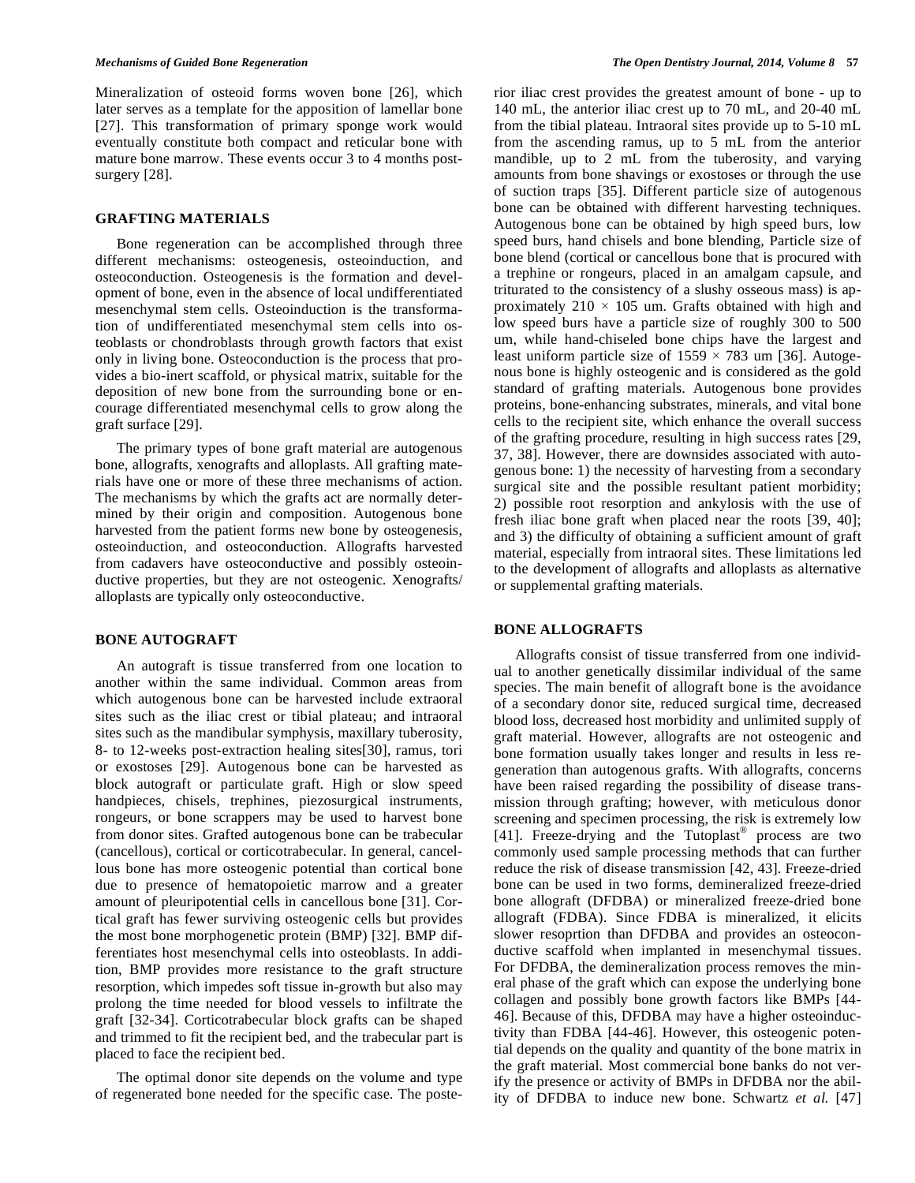Mineralization of osteoid forms woven bone [26], which later serves as a template for the apposition of lamellar bone [27]. This transformation of primary sponge work would eventually constitute both compact and reticular bone with mature bone marrow. These events occur 3 to 4 months post-surgery [28].

## GRAFTING MATERIALS

Bone regeneration can be accomplished through three different mechanisms: osteogenesis, osteoinduction, and osteoconduction. Osteogenesis is the formation and development of bone, even in the absence of local undifferentiated mesenchymal stem cells. Osteoinduction is the transformation of undifferentiated mesenchymal stem cells into osteoblasts or chondroblasts through growth factors that exist only in living bone. Osteoconduction is the process that provides a bio-inert scaffold, or physical matrix, suitable for the deposition of new bone from the surrounding bone or encourage differentiated mesenchymal cells to grow along the graft surface [29].

The primary types of bone graft material are autogenous bone, allografts, xenografts and alloplasts. All grafting materials have one or more of these three mechanisms of action. The mechanisms by which the grafts act are normally determined by their origin and composition. Autogenous bone harvested from the patient forms new bone by osteogenesis, osteoinduction, and osteoconduction. Allografts harvested from cadavers have osteoconductive and possibly osteoinductive properties, but they are not osteogenic. Xenografts/alloplasts are typically only osteoconductive.

## BONE AUTOGRAFT

An autograft is tissue transferred from one location to another within the same individual. Common areas from which autogenous bone can be harvested include extraoral sites such as the iliac crest or tibial plateau; and intraoral sites such as the mandibular symphysis, maxillary tuberosity, 8- to 12-weeks post-extraction healing sites[30], ramus, tori or exostoses [29]. Autogenous bone can be harvested as block autograft or particulate graft. High or slow speed handpieces, chisels, trephines, piezosurgical instruments, rongeurs, or bone scrappers may be used to harvest bone from donor sites. Grafted autogenous bone can be trabecular (cancellous), cortical or corticotrabecular. In general, cancellous bone has more osteogenic potential than cortical bone due to presence of hematopoietic marrow and a greater amount of pleuripotential cells in cancellous bone [31]. Cortical graft has fewer surviving osteogenic cells but provides the most bone morphogenetic protein (BMP) [32]. BMP differentiates host mesenchymal cells into osteoblasts. In addition, BMP provides more resistance to the graft structure resorption, which impedes soft tissue in-growth but also may prolong the time needed for blood vessels to infiltrate the graft [32-34]. Corticotrabecular block grafts can be shaped and trimmed to fit the recipient bed, and the trabecular part is placed to face the recipient bed.

The optimal donor site depends on the volume and type of regenerated bone needed for the specific case. The posterior iliac crest provides the greatest amount of bone - up to 140 mL, the anterior iliac crest up to 70 mL, and 20-40 mL from the tibial plateau. Intraoral sites provide up to 5-10 mL from the ascending ramus, up to 5 mL from the anterior mandible, up to 2 mL from the tuberosity, and varying amounts from bone shavings or exostoses or through the use of suction traps [35]. Different particle size of autogenous bone can be obtained with different harvesting techniques. Autogenous bone can be obtained by high speed burs, low speed burs, hand chisels and bone blending, Particle size of bone blend (cortical or cancellous bone that is procured with a trephine or rongeurs, placed in an amalgam capsule, and triturated to the consistency of a slushy osseous mass) is approximately $210 \times 105$ um. Grafts obtained with high and low speed burs have a particle size of roughly 300 to 500 um, while hand-chiseled bone chips have the largest and least uniform particle size of $1559 \times 783$ um [36]. Autogenous bone is highly osteogenic and is considered as the gold standard of grafting materials. Autogenous bone provides proteins, bone-enhancing substrates, minerals, and vital bone cells to the recipient site, which enhance the overall success of the grafting procedure, resulting in high success rates [29, 37, 38]. However, there are downsides associated with autogenous bone: 1) the necessity of harvesting from a secondary surgical site and the possible resultant patient morbidity; 2) possible root resorption and ankylosis with the use of fresh iliac bone graft when placed near the roots [39, 40]; and 3) the difficulty of obtaining a sufficient amount of graft material, especially from intraoral sites. These limitations led to the development of allografts and alloplasts as alternative or supplemental grafting materials.

## BONE ALLOGRAFTS

Allografts consist of tissue transferred from one individual to another genetically dissimilar individual of the same species. The main benefit of allograft bone is the avoidance of a secondary donor site, reduced surgical time, decreased blood loss, decreased host morbidity and unlimited supply of graft material. However, allografts are not osteogenic and bone formation usually takes longer and results in less regeneration than autogenous grafts. With allografts, concerns have been raised regarding the possibility of disease transmission through grafting; however, with meticulous donor screening and specimen processing, the risk is extremely low [41]. Freeze-drying and the Tutoplast® process are two commonly used sample processing methods that can further reduce the risk of disease transmission [42, 43]. Freeze-dried bone can be used in two forms, demineralized freeze-dried bone allograft (DFDBA) or mineralized freeze-dried bone allograft (FDBA). Since FDBA is mineralized, it elicits slower resoprtion than DFDBA and provides an osteoconductive scaffold when implanted in mesenchymal tissues. For DFDBA, the demineralization process removes the mineral phase of the graft which can expose the underlying bone collagen and possibly bone growth factors like BMPs [44-46]. Because of this, DFDBA may have a higher osteoinductivity than FDBA [44-46]. However, this osteogenic potential depends on the quality and quantity of the bone matrix in the graft material. Most commercial bone banks do not verify the presence or activity of BMPs in DFDBA nor the ability of DFDBA to induce new bone. Schwartz *et al.* [47]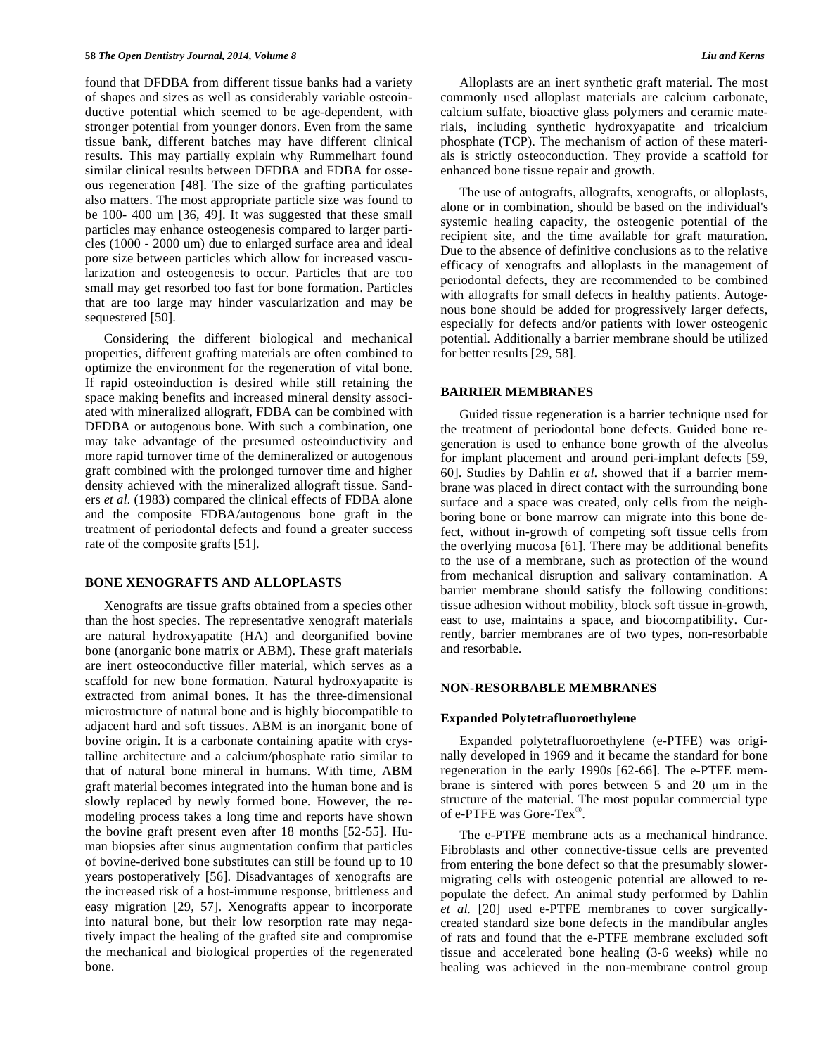found that DFDBA from different tissue banks had a variety of shapes and sizes as well as considerably variable osteoinductive potential which seemed to be age-dependent, with stronger potential from younger donors. Even from the same tissue bank, different batches may have different clinical results. This may partially explain why Rummelhart found similar clinical results between DFDBA and FDBA for osseous regeneration [48]. The size of the grafting particulates also matters. The most appropriate particle size was found to be 100- 400 um [36, 49]. It was suggested that these small particles may enhance osteogenesis compared to larger particles (1000 - 2000 um) due to enlarged surface area and ideal pore size between particles which allow for increased vascularization and osteogenesis to occur. Particles that are too small may get resorbed too fast for bone formation. Particles that are too large may hinder vascularization and may be sequestered [50].

Considering the different biological and mechanical properties, different grafting materials are often combined to optimize the environment for the regeneration of vital bone. If rapid osteoinduction is desired while still retaining the space making benefits and increased mineral density associated with mineralized allograft, FDBA can be combined with DFDBA or autogenous bone. With such a combination, one may take advantage of the presumed osteoinductivity and more rapid turnover time of the demineralized or autogenous graft combined with the prolonged turnover time and higher density achieved with the mineralized allograft tissue. Sanders *et al.* (1983) compared the clinical effects of FDBA alone and the composite FDBA/autogenous bone graft in the treatment of periodontal defects and found a greater success rate of the composite grafts [51].

## BONE XENOGRAFTS AND ALLOPLASTS

Xenografts are tissue grafts obtained from a species other than the host species. The representative xenograft materials are natural hydroxyapatite (HA) and deorganified bovine bone (anorganic bone matrix or ABM). These graft materials are inert osteoconductive filler material, which serves as a scaffold for new bone formation. Natural hydroxyapatite is extracted from animal bones. It has the three-dimensional microstructure of natural bone and is highly biocompatible to adjacent hard and soft tissues. ABM is an inorganic bone of bovine origin. It is a carbonate containing apatite with crystalline architecture and a calcium/phosphate ratio similar to that of natural bone mineral in humans. With time, ABM graft material becomes integrated into the human bone and is slowly replaced by newly formed bone. However, the remodeling process takes a long time and reports have shown the bovine graft present even after 18 months [52-55]. Human biopsies after sinus augmentation confirm that particles of bovine-derived bone substitutes can still be found up to 10 years postoperatively [56]. Disadvantages of xenografts are the increased risk of a host-immune response, brittleness and easy migration [29, 57]. Xenografts appear to incorporate into natural bone, but their low resorption rate may negatively impact the healing of the grafted site and compromise the mechanical and biological properties of the regenerated bone.

Alloplasts are an inert synthetic graft material. The most commonly used alloplast materials are calcium carbonate, calcium sulfate, bioactive glass polymers and ceramic materials, including synthetic hydroxyapatite and tricalcium phosphate (TCP). The mechanism of action of these materials is strictly osteoconduction. They provide a scaffold for enhanced bone tissue repair and growth.

The use of autografts, allografts, xenografts, or alloplasts, alone or in combination, should be based on the individual's systemic healing capacity, the osteogenic potential of the recipient site, and the time available for graft maturation. Due to the absence of definitive conclusions as to the relative efficacy of xenografts and alloplasts in the management of periodontal defects, they are recommended to be combined with allografts for small defects in healthy patients. Autogenous bone should be added for progressively larger defects, especially for defects and/or patients with lower osteogenic potential. Additionally a barrier membrane should be utilized for better results [29, 58].

## BARRIER MEMBRANES

Guided tissue regeneration is a barrier technique used for the treatment of periodontal bone defects. Guided bone regeneration is used to enhance bone growth of the alveolus for implant placement and around peri-implant defects [59, 60]. Studies by Dahlin *et al.* showed that if a barrier membrane was placed in direct contact with the surrounding bone surface and a space was created, only cells from the neighboring bone or bone marrow can migrate into this bone defect, without in-growth of competing soft tissue cells from the overlying mucosa [61]. There may be additional benefits to the use of a membrane, such as protection of the wound from mechanical disruption and salivary contamination. A barrier membrane should satisfy the following conditions: tissue adhesion without mobility, block soft tissue in-growth, east to use, maintains a space, and biocompatibility. Currently, barrier membranes are of two types, non-resorbable and resorbable.

## NON-RESORBABLE MEMBRANES

### Expanded Polytetrafluoroethylene

Expanded polytetrafluoroethylene (e-PTFE) was originally developed in 1969 and it became the standard for bone regeneration in the early 1990s [62-66]. The e-PTFE membrane is sintered with pores between 5 and 20 μm in the structure of the material. The most popular commercial type of e-PTFE was Gore-Tex®.

The e-PTFE membrane acts as a mechanical hindrance. Fibroblasts and other connective-tissue cells are prevented from entering the bone defect so that the presumably slower-migrating cells with osteogenic potential are allowed to repopulate the defect. An animal study performed by Dahlin *et al.* [20] used e-PTFE membranes to cover surgically-created standard size bone defects in the mandibular angles of rats and found that the e-PTFE membrane excluded soft tissue and accelerated bone healing (3-6 weeks) while no healing was achieved in the non-membrane control group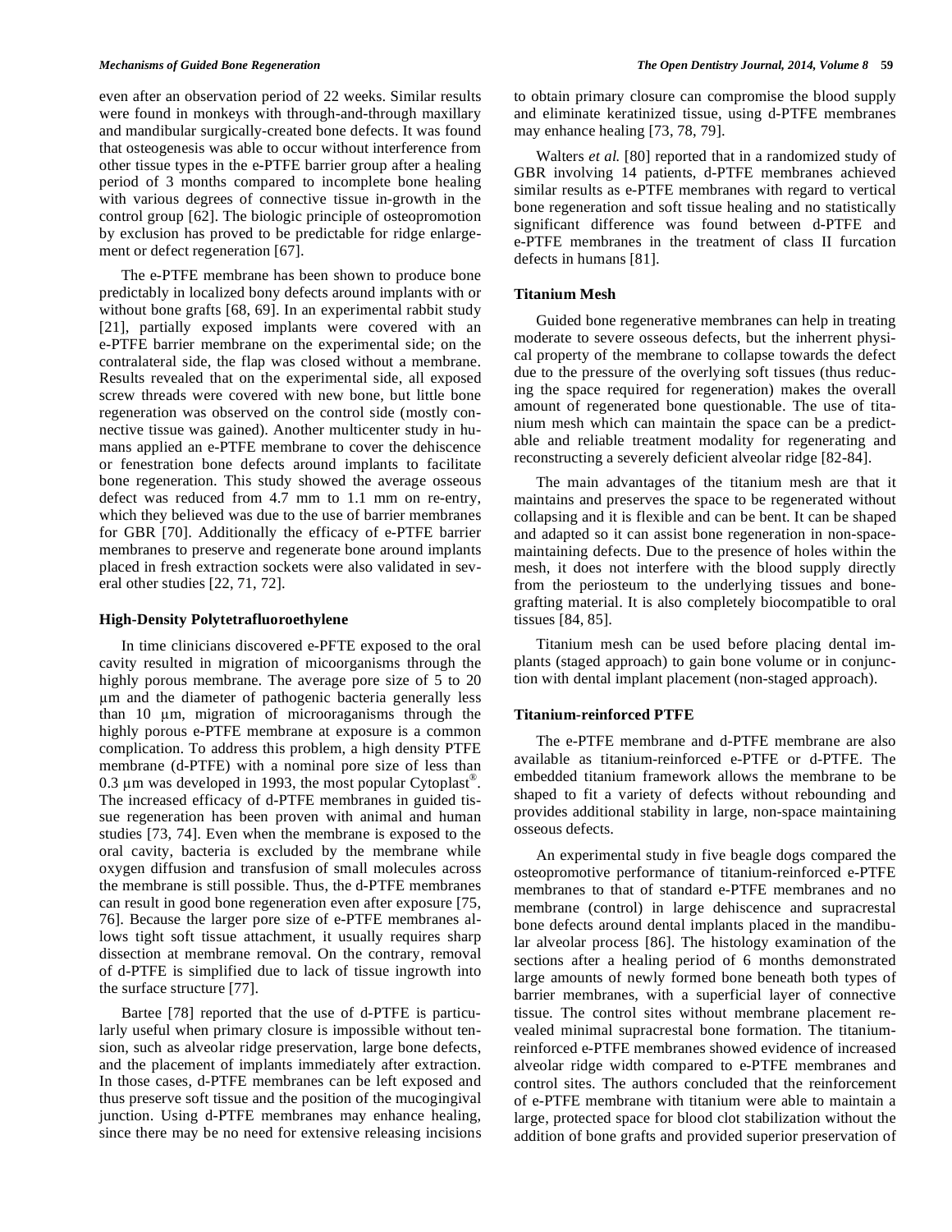even after an observation period of 22 weeks. Similar results were found in monkeys with through-and-through maxillary and mandibular surgically-created bone defects. It was found that osteogenesis was able to occur without interference from other tissue types in the e-PTFE barrier group after a healing period of 3 months compared to incomplete bone healing with various degrees of connective tissue in-growth in the control group [62]. The biologic principle of osteopromotion by exclusion has proved to be predictable for ridge enlargement or defect regeneration [67].

The e-PTFE membrane has been shown to produce bone predictably in localized bony defects around implants with or without bone grafts [68, 69]. In an experimental rabbit study [21], partially exposed implants were covered with an e-PTFE barrier membrane on the experimental side; on the contralateral side, the flap was closed without a membrane. Results revealed that on the experimental side, all exposed screw threads were covered with new bone, but little bone regeneration was observed on the control side (mostly connective tissue was gained). Another multicenter study in humans applied an e-PTFE membrane to cover the dehiscence or fenestration bone defects around implants to facilitate bone regeneration. This study showed the average osseous defect was reduced from 4.7 mm to 1.1 mm on re-entry, which they believed was due to the use of barrier membranes for GBR [70]. Additionally the efficacy of e-PTFE barrier membranes to preserve and regenerate bone around implants placed in fresh extraction sockets were also validated in several other studies [22, 71, 72].

### High-Density Polytetrafluoroethylene

In time clinicians discovered e-PFTE exposed to the oral cavity resulted in migration of micoorganisms through the highly porous membrane. The average pore size of 5 to 20 μm and the diameter of pathogenic bacteria generally less than 10 μm, migration of microoraganisms through the highly porous e-PTFE membrane at exposure is a common complication. To address this problem, a high density PTFE membrane (d-PTFE) with a nominal pore size of less than 0.3 μm was developed in 1993, the most popular Cytoplast®. The increased efficacy of d-PTFE membranes in guided tissue regeneration has been proven with animal and human studies [73, 74]. Even when the membrane is exposed to the oral cavity, bacteria is excluded by the membrane while oxygen diffusion and transfusion of small molecules across the membrane is still possible. Thus, the d-PTFE membranes can result in good bone regeneration even after exposure [75, 76]. Because the larger pore size of e-PTFE membranes allows tight soft tissue attachment, it usually requires sharp dissection at membrane removal. On the contrary, removal of d-PTFE is simplified due to lack of tissue ingrowth into the surface structure [77].

Bartee [78] reported that the use of d-PTFE is particularly useful when primary closure is impossible without tension, such as alveolar ridge preservation, large bone defects, and the placement of implants immediately after extraction. In those cases, d-PTFE membranes can be left exposed and thus preserve soft tissue and the position of the mucogingival junction. Using d-PTFE membranes may enhance healing, since there may be no need for extensive releasing incisions to obtain primary closure can compromise the blood supply and eliminate keratinized tissue, using d-PTFE membranes may enhance healing [73, 78, 79].

Walters *et al.* [80] reported that in a randomized study of GBR involving 14 patients, d-PTFE membranes achieved similar results as e-PTFE membranes with regard to vertical bone regeneration and soft tissue healing and no statistically significant difference was found between d-PTFE and e-PTFE membranes in the treatment of class II furcation defects in humans [81].

### Titanium Mesh

Guided bone regenerative membranes can help in treating moderate to severe osseous defects, but the inherrent physical property of the membrane to collapse towards the defect due to the pressure of the overlying soft tissues (thus reducing the space required for regeneration) makes the overall amount of regenerated bone questionable. The use of titanium mesh which can maintain the space can be a predictable and reliable treatment modality for regenerating and reconstructing a severely deficient alveolar ridge [82-84].

The main advantages of the titanium mesh are that it maintains and preserves the space to be regenerated without collapsing and it is flexible and can be bent. It can be shaped and adapted so it can assist bone regeneration in non-space-maintaining defects. Due to the presence of holes within the mesh, it does not interfere with the blood supply directly from the periosteum to the underlying tissues and bone-grafting material. It is also completely biocompatible to oral tissues [84, 85].

Titanium mesh can be used before placing dental implants (staged approach) to gain bone volume or in conjunction with dental implant placement (non-staged approach).

### Titanium-reinforced PTFE

The e-PTFE membrane and d-PTFE membrane are also available as titanium-reinforced e-PTFE or d-PTFE. The embedded titanium framework allows the membrane to be shaped to fit a variety of defects without rebounding and provides additional stability in large, non-space maintaining osseous defects.

An experimental study in five beagle dogs compared the osteopromotive performance of titanium-reinforced e-PTFE membranes to that of standard e-PTFE membranes and no membrane (control) in large dehiscence and supracrestal bone defects around dental implants placed in the mandibular alveolar process [86]. The histology examination of the sections after a healing period of 6 months demonstrated large amounts of newly formed bone beneath both types of barrier membranes, with a superficial layer of connective tissue. The control sites without membrane placement revealed minimal supracrestal bone formation. The titanium-reinforced e-PTFE membranes showed evidence of increased alveolar ridge width compared to e-PTFE membranes and control sites. The authors concluded that the reinforcement of e-PTFE membrane with titanium were able to maintain a large, protected space for blood clot stabilization without the addition of bone grafts and provided superior preservation of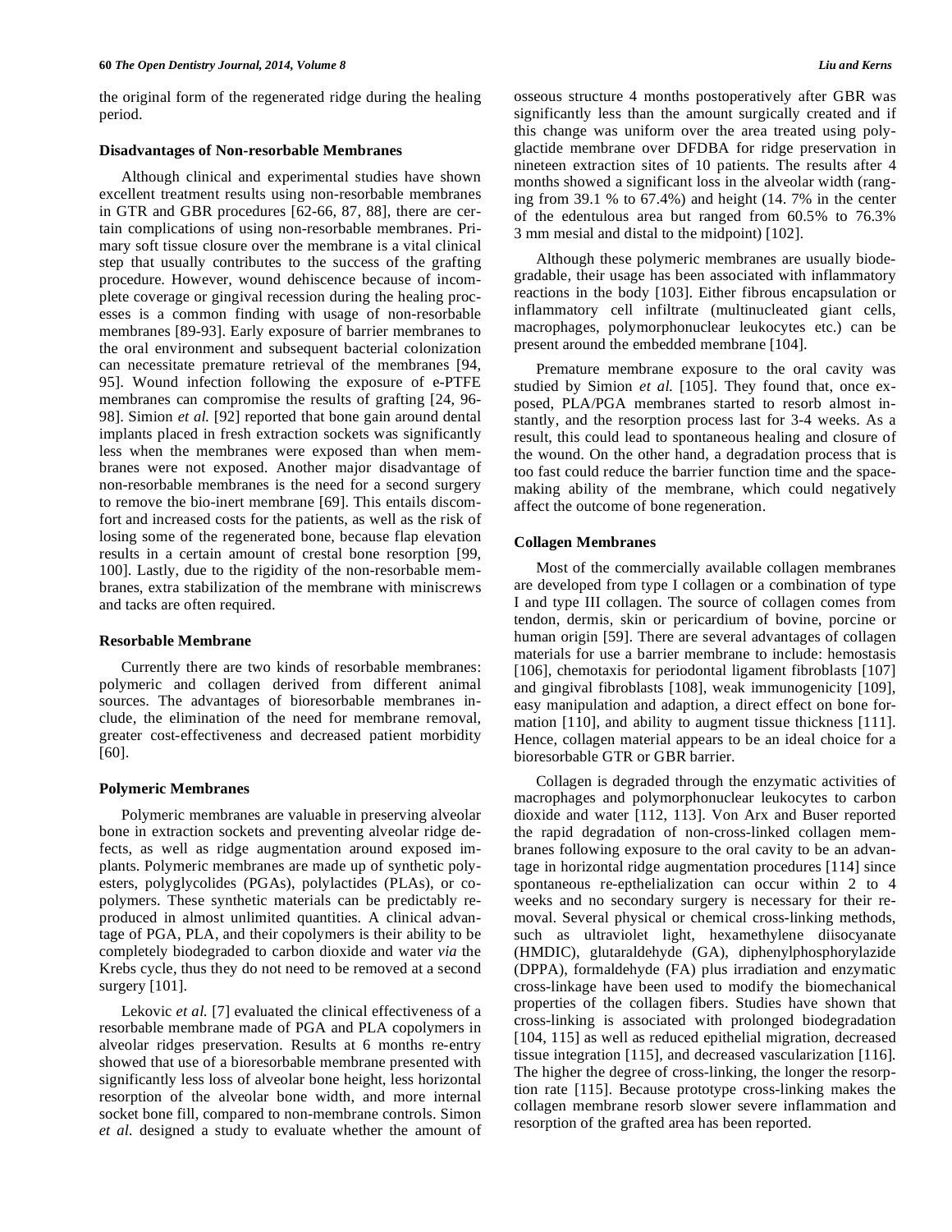the original form of the regenerated ridge during the healing period.

### Disadvantages of Non-resorbable Membranes

Although clinical and experimental studies have shown excellent treatment results using non-resorbable membranes in GTR and GBR procedures [62-66, 87, 88], there are certain complications of using non-resorbable membranes. Primary soft tissue closure over the membrane is a vital clinical step that usually contributes to the success of the grafting procedure. However, wound dehiscence because of incomplete coverage or gingival recession during the healing processes is a common finding with usage of non-resorbable membranes [89-93]. Early exposure of barrier membranes to the oral environment and subsequent bacterial colonization can necessitate premature retrieval of the membranes [94, 95]. Wound infection following the exposure of e-PTFE membranes can compromise the results of grafting [24, 96-98]. Simion *et al.* [92] reported that bone gain around dental implants placed in fresh extraction sockets was significantly less when the membranes were exposed than when membranes were not exposed. Another major disadvantage of non-resorbable membranes is the need for a second surgery to remove the bio-inert membrane [69]. This entails discomfort and increased costs for the patients, as well as the risk of losing some of the regenerated bone, because flap elevation results in a certain amount of crestal bone resorption [99, 100]. Lastly, due to the rigidity of the non-resorbable membranes, extra stabilization of the membrane with miniscrews and tacks are often required.

### Resorbable Membrane

Currently there are two kinds of resorbable membranes: polymeric and collagen derived from different animal sources. The advantages of bioresorbable membranes include, the elimination of the need for membrane removal, greater cost-effectiveness and decreased patient morbidity [60].

### Polymeric Membranes

Polymeric membranes are valuable in preserving alveolar bone in extraction sockets and preventing alveolar ridge defects, as well as ridge augmentation around exposed implants. Polymeric membranes are made up of synthetic polyesters, polyglycolides (PGAs), polylactides (PLAs), or copolymers. These synthetic materials can be predictably reproduced in almost unlimited quantities. A clinical advantage of PGA, PLA, and their copolymers is their ability to be completely biodegraded to carbon dioxide and water *via* the Krebs cycle, thus they do not need to be removed at a second surgery [101].

Lekovic *et al.* [7] evaluated the clinical effectiveness of a resorbable membrane made of PGA and PLA copolymers in alveolar ridges preservation. Results at 6 months re-entry showed that use of a bioresorbable membrane presented with significantly less loss of alveolar bone height, less horizontal resorption of the alveolar bone width, and more internal socket bone fill, compared to non-membrane controls. Simon *et al.* designed a study to evaluate whether the amount of osseous structure 4 months postoperatively after GBR was significantly less than the amount surgically created and if this change was uniform over the area treated using polyglactide membrane over DFDBA for ridge preservation in nineteen extraction sites of 10 patients. The results after 4 months showed a significant loss in the alveolar width (ranging from 39.1 % to 67.4%) and height (14. 7% in the center of the edentulous area but ranged from 60.5% to 76.3% 3 mm mesial and distal to the midpoint) [102].

Although these polymeric membranes are usually biodegradable, their usage has been associated with inflammatory reactions in the body [103]. Either fibrous encapsulation or inflammatory cell infiltrate (multinucleated giant cells, macrophages, polymorphonuclear leukocytes etc.) can be present around the embedded membrane [104].

Premature membrane exposure to the oral cavity was studied by Simion *et al.* [105]. They found that, once exposed, PLA/PGA membranes started to resorb almost instantly, and the resorption process last for 3-4 weeks. As a result, this could lead to spontaneous healing and closure of the wound. On the other hand, a degradation process that is too fast could reduce the barrier function time and the space-making ability of the membrane, which could negatively affect the outcome of bone regeneration.

### Collagen Membranes

Most of the commercially available collagen membranes are developed from type I collagen or a combination of type I and type III collagen. The source of collagen comes from tendon, dermis, skin or pericardium of bovine, porcine or human origin [59]. There are several advantages of collagen materials for use a barrier membrane to include: hemostasis [106], chemotaxis for periodontal ligament fibroblasts [107] and gingival fibroblasts [108], weak immunogenicity [109], easy manipulation and adaption, a direct effect on bone formation [110], and ability to augment tissue thickness [111]. Hence, collagen material appears to be an ideal choice for a bioresorbable GTR or GBR barrier.

Collagen is degraded through the enzymatic activities of macrophages and polymorphonuclear leukocytes to carbon dioxide and water [112, 113]. Von Arx and Buser reported the rapid degradation of non-cross-linked collagen membranes following exposure to the oral cavity to be an advantage in horizontal ridge augmentation procedures [114] since spontaneous re-epthelialization can occur within 2 to 4 weeks and no secondary surgery is necessary for their removal. Several physical or chemical cross-linking methods, such as ultraviolet light, hexamethylene diisocyanate (HMDIC), glutaraldehyde (GA), diphenylphosphorylazide (DPPA), formaldehyde (FA) plus irradiation and enzymatic cross-linkage have been used to modify the biomechanical properties of the collagen fibers. Studies have shown that cross-linking is associated with prolonged biodegradation [104, 115] as well as reduced epithelial migration, decreased tissue integration [115], and decreased vascularization [116]. The higher the degree of cross-linking, the longer the resorption rate [115]. Because prototype cross-linking makes the collagen membrane resorb slower severe inflammation and resorption of the grafted area has been reported.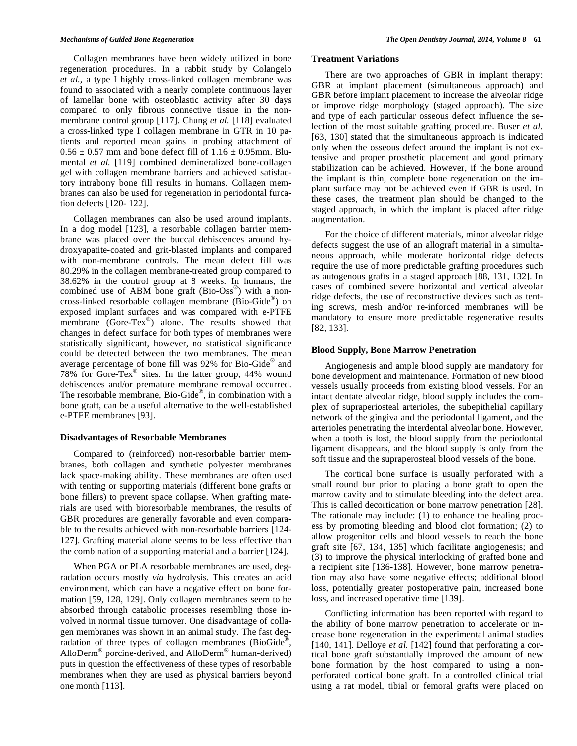Collagen membranes have been widely utilized in bone regeneration procedures. In a rabbit study by Colangelo *et al.*, a type I highly cross-linked collagen membrane was found to associated with a nearly complete continuous layer of lamellar bone with osteoblastic activity after 30 days compared to only fibrous connective tissue in the non-membrane control group [117]. Chung *et al.* [118] evaluated a cross-linked type I collagen membrane in GTR in 10 patients and reported mean gains in probing attachment of $0.56 \pm 0.57$ mm and bone defect fill of $1.16 \pm 0.95$mm. Blumental *et al.* [119] combined demineralized bone-collagen gel with collagen membrane barriers and achieved satisfactory intrabony bone fill results in humans. Collagen membranes can also be used for regeneration in periodontal furcation defects [120- 122].

Collagen membranes can also be used around implants. In a dog model [123], a resorbable collagen barrier membrane was placed over the buccal dehiscences around hydroxyapatite-coated and grit-blasted implants and compared with non-membrane controls. The mean defect fill was 80.29% in the collagen membrane-treated group compared to 38.62% in the control group at 8 weeks. In humans, the combined use of ABM bone graft (Bio-Oss®) with a non-cross-linked resorbable collagen membrane (Bio-Gide®) on exposed implant surfaces and was compared with e-PTFE membrane (Gore-Tex®) alone. The results showed that changes in defect surface for both types of membranes were statistically significant, however, no statistical significance could be detected between the two membranes. The mean average percentage of bone fill was 92% for Bio-Gide® and 78% for Gore-Tex® sites. In the latter group, 44% wound dehiscences and/or premature membrane removal occurred. The resorbable membrane, Bio-Gide®, in combination with a bone graft, can be a useful alternative to the well-established e-PTFE membranes [93].

### Disadvantages of Resorbable Membranes

Compared to (reinforced) non-resorbable barrier membranes, both collagen and synthetic polyester membranes lack space-making ability. These membranes are often used with tenting or supporting materials (different bone grafts or bone fillers) to prevent space collapse. When grafting materials are used with bioresorbable membranes, the results of GBR procedures are generally favorable and even comparable to the results achieved with non-resorbable barriers [124-127]. Grafting material alone seems to be less effective than the combination of a supporting material and a barrier [124].

When PGA or PLA resorbable membranes are used, degradation occurs mostly *via* hydrolysis. This creates an acid environment, which can have a negative effect on bone formation [59, 128, 129]. Only collagen membranes seem to be absorbed through catabolic processes resembling those involved in normal tissue turnover. One disadvantage of collagen membranes was shown in an animal study. The fast degradation of three types of collagen membranes (BioGide®, AlloDerm® porcine-derived, and AlloDerm® human-derived) puts in question the effectiveness of these types of resorbable membranes when they are used as physical barriers beyond one month [113].

### Treatment Variations

There are two approaches of GBR in implant therapy: GBR at implant placement (simultaneous approach) and GBR before implant placement to increase the alveolar ridge or improve ridge morphology (staged approach). The size and type of each particular osseous defect influence the selection of the most suitable grafting procedure. Buser *et al.* [63, 130] stated that the simultaneous approach is indicated only when the osseous defect around the implant is not extensive and proper prosthetic placement and good primary stabilization can be achieved. However, if the bone around the implant is thin, complete bone regeneration on the implant surface may not be achieved even if GBR is used. In these cases, the treatment plan should be changed to the staged approach, in which the implant is placed after ridge augmentation.

For the choice of different materials, minor alveolar ridge defects suggest the use of an allograft material in a simultaneous approach, while moderate horizontal ridge defects require the use of more predictable grafting procedures such as autogenous grafts in a staged approach [88, 131, 132]. In cases of combined severe horizontal and vertical alveolar ridge defects, the use of reconstructive devices such as tenting screws, mesh and/or re-inforced membranes will be mandatory to ensure more predictable regenerative results [82, 133].

### Blood Supply, Bone Marrow Penetration

Angiogenesis and ample blood supply are mandatory for bone development and maintenance. Formation of new blood vessels usually proceeds from existing blood vessels. For an intact dentate alveolar ridge, blood supply includes the complex of supraperiosteal arterioles, the subepithelial capillary network of the gingiva and the periodontal ligament, and the arterioles penetrating the interdental alveolar bone. However, when a tooth is lost, the blood supply from the periodontal ligament disappears, and the blood supply is only from the soft tissue and the supraperosteal blood vessels of the bone.

The cortical bone surface is usually perforated with a small round bur prior to placing a bone graft to open the marrow cavity and to stimulate bleeding into the defect area. This is called decortication or bone marrow penetration [28]. The rationale may include: (1) to enhance the healing process by promoting bleeding and blood clot formation; (2) to allow progenitor cells and blood vessels to reach the bone graft site [67, 134, 135] which facilitate angiogenesis; and (3) to improve the physical interlocking of grafted bone and a recipient site [136-138]. However, bone marrow penetration may also have some negative effects; additional blood loss, potentially greater postoperative pain, increased bone loss, and increased operative time [139].

Conflicting information has been reported with regard to the ability of bone marrow penetration to accelerate or increase bone regeneration in the experimental animal studies [140, 141]. Delloye *et al.* [142] found that perforating a cortical bone graft substantially improved the amount of new bone formation by the host compared to using a non-perforated cortical bone graft. In a controlled clinical trial using a rat model, tibial or femoral grafts were placed on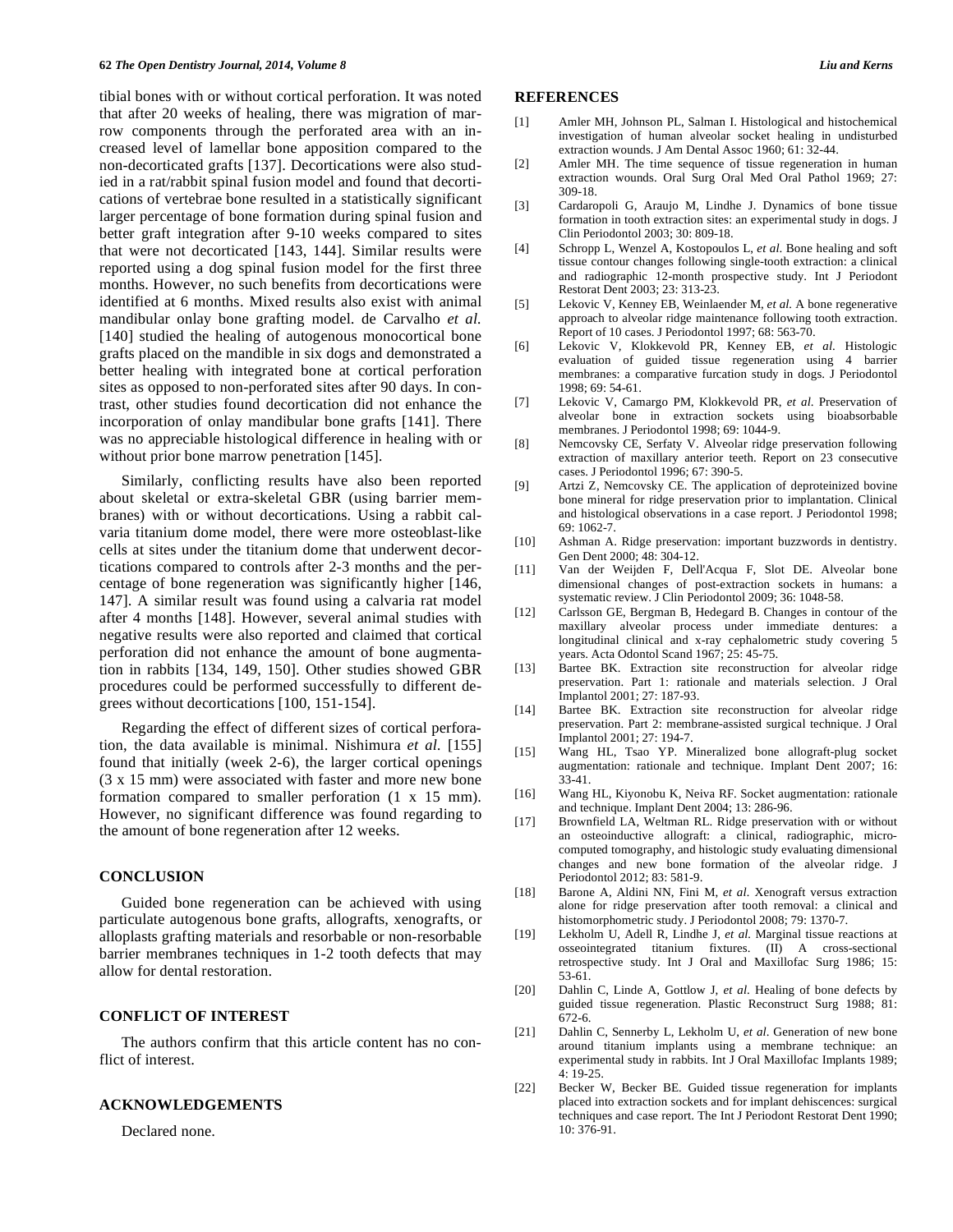tibial bones with or without cortical perforation. It was noted that after 20 weeks of healing, there was migration of marrow components through the perforated area with an increased level of lamellar bone apposition compared to the non-decorticated grafts [137]. Decortications were also studied in a rat/rabbit spinal fusion model and found that decortications of vertebrae bone resulted in a statistically significant larger percentage of bone formation during spinal fusion and better graft integration after 9-10 weeks compared to sites that were not decorticated [143, 144]. Similar results were reported using a dog spinal fusion model for the first three months. However, no such benefits from decortications were identified at 6 months. Mixed results also exist with animal mandibular onlay bone grafting model. de Carvalho *et al.* [140] studied the healing of autogenous monocortical bone grafts placed on the mandible in six dogs and demonstrated a better healing with integrated bone at cortical perforation sites as opposed to non-perforated sites after 90 days. In contrast, other studies found decortication did not enhance the incorporation of onlay mandibular bone grafts [141]. There was no appreciable histological difference in healing with or without prior bone marrow penetration [145].

Similarly, conflicting results have also been reported about skeletal or extra-skeletal GBR (using barrier membranes) with or without decortications. Using a rabbit calvaria titanium dome model, there were more osteoblast-like cells at sites under the titanium dome that underwent decortications compared to controls after 2-3 months and the percentage of bone regeneration was significantly higher [146, 147]. A similar result was found using a calvaria rat model after 4 months [148]. However, several animal studies with negative results were also reported and claimed that cortical perforation did not enhance the amount of bone augmentation in rabbits [134, 149, 150]. Other studies showed GBR procedures could be performed successfully to different degrees without decortications [100, 151-154].

Regarding the effect of different sizes of cortical perforation, the data available is minimal. Nishimura *et al.* [155] found that initially (week 2-6), the larger cortical openings (3 x 15 mm) were associated with faster and more new bone formation compared to smaller perforation (1 x 15 mm). However, no significant difference was found regarding to the amount of bone regeneration after 12 weeks.

## CONCLUSION

Guided bone regeneration can be achieved with using particulate autogenous bone grafts, allografts, xenografts, or alloplasts grafting materials and resorbable or non-resorbable barrier membranes techniques in 1-2 tooth defects that may allow for dental restoration.

## CONFLICT OF INTEREST

The authors confirm that this article content has no conflict of interest.

## ACKNOWLEDGEMENTS

Declared none.

## REFERENCES

[1] Amler MH, Johnson PL, Salman I. Histological and histochemical investigation of human alveolar socket healing in undisturbed extraction wounds. J Am Dental Assoc 1960; 61: 32-44.

[2] Amler MH. The time sequence of tissue regeneration in human extraction wounds. Oral Surg Oral Med Oral Pathol 1969; 27: 309-18.

[3] Cardaropoli G, Araujo M, Lindhe J. Dynamics of bone tissue formation in tooth extraction sites: an experimental study in dogs. J Clin Periodontol 2003; 30: 809-18.

[4] Schropp L, Wenzel A, Kostopoulos L, *et al.* Bone healing and soft tissue contour changes following single-tooth extraction: a clinical and radiographic 12-month prospective study. Int J Periodont Restorat Dent 2003; 23: 313-23.

[5] Lekovic V, Kenney EB, Weinlaender M, *et al.* A bone regenerative approach to alveolar ridge maintenance following tooth extraction. Report of 10 cases. J Periodontol 1997; 68: 563-70.

[6] Lekovic V, Klokkevold PR, Kenney EB, *et al.* Histologic evaluation of guided tissue regeneration using 4 barrier membranes: a comparative furcation study in dogs. J Periodontol 1998; 69: 54-61.

[7] Lekovic V, Camargo PM, Klokkevold PR, *et al.* Preservation of alveolar bone in extraction sockets using bioabsorbable membranes. J Periodontol 1998; 69: 1044-9.

[8] Nemcovsky CE, Serfaty V. Alveolar ridge preservation following extraction of maxillary anterior teeth. Report on 23 consecutive cases. J Periodontol 1996; 67: 390-5.

[9] Artzi Z, Nemcovsky CE. The application of deproteinized bovine bone mineral for ridge preservation prior to implantation. Clinical and histological observations in a case report. J Periodontol 1998; 69: 1062-7.

[10] Ashman A. Ridge preservation: important buzzwords in dentistry. Gen Dent 2000; 48: 304-12.

[11] Van der Weijden F, Dell'Acqua F, Slot DE. Alveolar bone dimensional changes of post-extraction sockets in humans: a systematic review. J Clin Periodontol 2009; 36: 1048-58.

[12] Carlsson GE, Bergman B, Hedegard B. Changes in contour of the maxillary alveolar process under immediate dentures: a longitudinal clinical and x-ray cephalometric study covering 5 years. Acta Odontol Scand 1967; 25: 45-75.

[13] Bartee BK. Extraction site reconstruction for alveolar ridge preservation. Part 1: rationale and materials selection. J Oral Implantol 2001; 27: 187-93.

[14] Bartee BK. Extraction site reconstruction for alveolar ridge preservation. Part 2: membrane-assisted surgical technique. J Oral Implantol 2001; 27: 194-7.

[15] Wang HL, Tsao YP. Mineralized bone allograft-plug socket augmentation: rationale and technique. Implant Dent 2007; 16: 33-41.

[16] Wang HL, Kiyonobu K, Neiva RF. Socket augmentation: rationale and technique. Implant Dent 2004; 13: 286-96.

[17] Brownfield LA, Weltman RL. Ridge preservation with or without an osteoinductive allograft: a clinical, radiographic, micro-computed tomography, and histologic study evaluating dimensional changes and new bone formation of the alveolar ridge. J Periodontol 2012; 83: 581-9.

[18] Barone A, Aldini NN, Fini M, *et al.* Xenograft versus extraction alone for ridge preservation after tooth removal: a clinical and histomorphometric study. J Periodontol 2008; 79: 1370-7.

[19] Lekholm U, Adell R, Lindhe J, *et al.* Marginal tissue reactions at osseointegrated titanium fixtures. (II) A cross-sectional retrospective study. Int J Oral and Maxillofac Surg 1986; 15: 53-61.

[20] Dahlin C, Linde A, Gottlow J, *et al.* Healing of bone defects by guided tissue regeneration. Plastic Reconstruct Surg 1988; 81: 672-6.

[21] Dahlin C, Sennerby L, Lekholm U, *et al*. Generation of new bone around titanium implants using a membrane technique: an experimental study in rabbits. Int J Oral Maxillofac Implants 1989; 4: 19-25.

[22] Becker W, Becker BE. Guided tissue regeneration for implants placed into extraction sockets and for implant dehiscences: surgical techniques and case report. The Int J Periodont Restorat Dent 1990; 10: 376-91.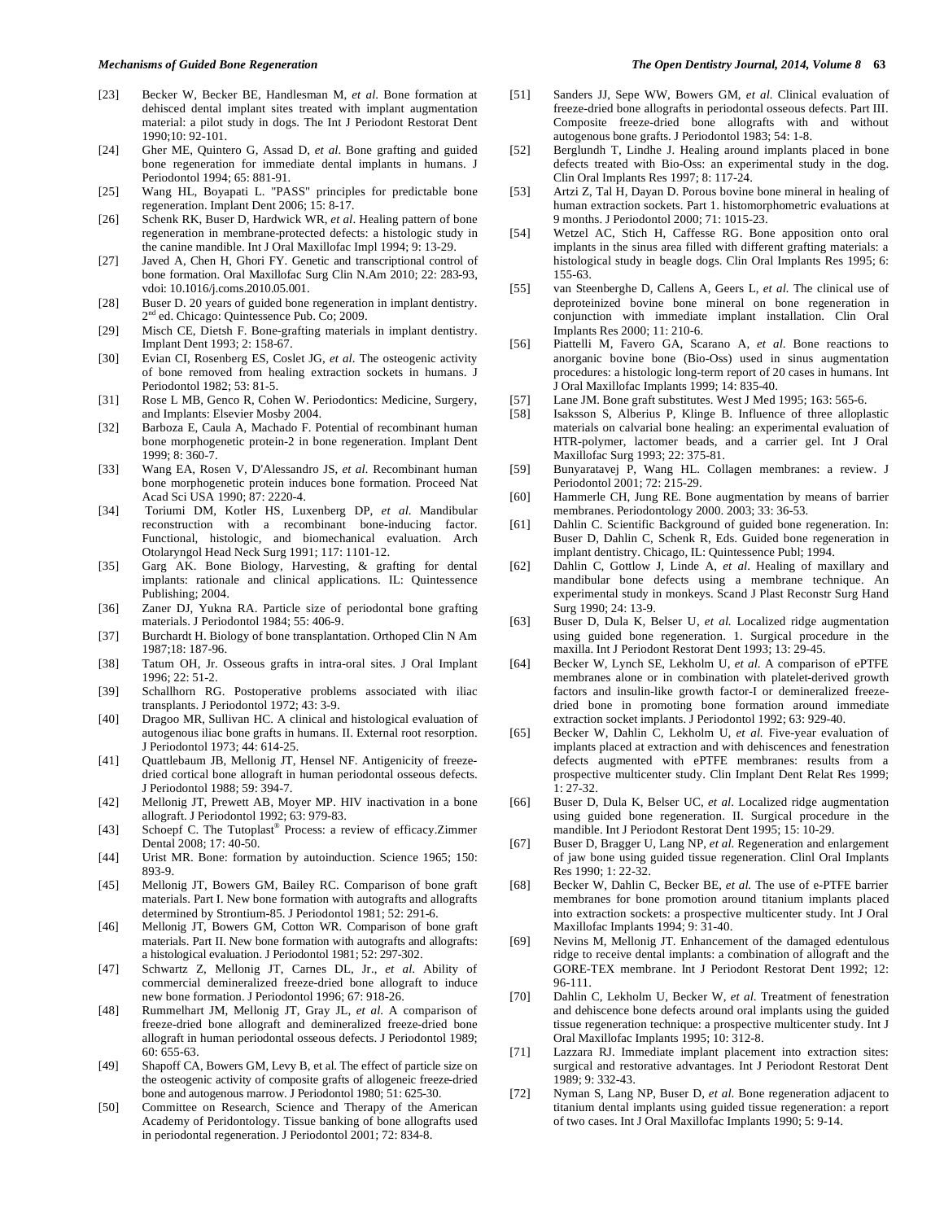[23] Becker W, Becker BE, Handlesman M, *et al.* Bone formation at dehisced dental implant sites treated with implant augmentation material: a pilot study in dogs. The Int J Periodont Restorat Dent 1990;10: 92-101.

[24] Gher ME, Quintero G, Assad D, *et al*. Bone grafting and guided bone regeneration for immediate dental implants in humans. J Periodontol 1994; 65: 881-91.

[25] Wang HL, Boyapati L. "PASS" principles for predictable bone regeneration. Implant Dent 2006; 15: 8-17.

[26] Schenk RK, Buser D, Hardwick WR, *et al*. Healing pattern of bone regeneration in membrane-protected defects: a histologic study in the canine mandible. Int J Oral Maxillofac Impl 1994; 9: 13-29.

[27] Javed A, Chen H, Ghori FY. Genetic and transcriptional control of bone formation. Oral Maxillofac Surg Clin N.Am 2010; 22: 283-93, vdoi: 10.1016/j.coms.2010.05.001.

[28] Buser D. 20 years of guided bone regeneration in implant dentistry. 2nd ed. Chicago: Quintessence Pub. Co; 2009.

[29] Misch CE, Dietsh F. Bone-grafting materials in implant dentistry. Implant Dent 1993; 2: 158-67.

[30] Evian CI, Rosenberg ES, Coslet JG, *et al*. The osteogenic activity of bone removed from healing extraction sockets in humans. J Periodontol 1982; 53: 81-5.

[31] Rose L MB, Genco R, Cohen W. Periodontics: Medicine, Surgery, and Implants: Elsevier Mosby 2004.

[32] Barboza E, Caula A, Machado F. Potential of recombinant human bone morphogenetic protein-2 in bone regeneration. Implant Dent 1999; 8: 360-7.

[33] Wang EA, Rosen V, D'Alessandro JS, *et al.* Recombinant human bone morphogenetic protein induces bone formation. Proceed Nat Acad Sci USA 1990; 87: 2220-4.

[34] Toriumi DM, Kotler HS, Luxenberg DP, *et al*. Mandibular reconstruction with a recombinant bone-inducing factor. Functional, histologic, and biomechanical evaluation. Arch Otolaryngol Head Neck Surg 1991; 117: 1101-12.

[35] Garg AK. Bone Biology, Harvesting, & grafting for dental implants: rationale and clinical applications. IL: Quintessence Publishing; 2004.

[36] Zaner DJ, Yukna RA. Particle size of periodontal bone grafting materials. J Periodontol 1984; 55: 406-9.

[37] Burchardt H. Biology of bone transplantation. Orthoped Clin N Am 1987;18: 187-96.

[38] Tatum OH, Jr. Osseous grafts in intra-oral sites. J Oral Implant 1996; 22: 51-2.

[39] Schallhorn RG. Postoperative problems associated with iliac transplants. J Periodontol 1972; 43: 3-9.

[40] Dragoo MR, Sullivan HC. A clinical and histological evaluation of autogenous iliac bone grafts in humans. II. External root resorption. J Periodontol 1973; 44: 614-25.

[41] Quattlebaum JB, Mellonig JT, Hensel NF. Antigenicity of freeze-dried cortical bone allograft in human periodontal osseous defects. J Periodontol 1988; 59: 394-7.

[42] Mellonig JT, Prewett AB, Moyer MP. HIV inactivation in a bone allograft. J Periodontol 1992; 63: 979-83.

[43] Schoepf C. The Tutoplast® Process: a review of efficacy.Zimmer Dental 2008; 17: 40-50.

[44] Urist MR. Bone: formation by autoinduction. Science 1965; 150: 893-9.

[45] Mellonig JT, Bowers GM, Bailey RC. Comparison of bone graft materials. Part I. New bone formation with autografts and allografts determined by Strontium-85. J Periodontol 1981; 52: 291-6.

[46] Mellonig JT, Bowers GM, Cotton WR. Comparison of bone graft materials. Part II. New bone formation with autografts and allografts: a histological evaluation. J Periodontol 1981; 52: 297-302.

[47] Schwartz Z, Mellonig JT, Carnes DL, Jr., *et al.* Ability of commercial demineralized freeze-dried bone allograft to induce new bone formation. J Periodontol 1996; 67: 918-26.

[48] Rummelhart JM, Mellonig JT, Gray JL, *et al.* A comparison of freeze-dried bone allograft and demineralized freeze-dried bone allograft in human periodontal osseous defects. J Periodontol 1989; 60: 655-63.

[49] Shapoff CA, Bowers GM, Levy B, et al. The effect of particle size on the osteogenic activity of composite grafts of allogeneic freeze-dried bone and autogenous marrow. J Periodontol 1980; 51: 625-30.

[50] Committee on Research, Science and Therapy of the American Academy of Peridontology. Tissue banking of bone allografts used in periodontal regeneration. J Periodontol 2001; 72: 834-8.

[51] Sanders JJ, Sepe WW, Bowers GM, *et al.* Clinical evaluation of freeze-dried bone allografts in periodontal osseous defects. Part III. Composite freeze-dried bone allografts with and without autogenous bone grafts. J Periodontol 1983; 54: 1-8.

[52] Berglundh T, Lindhe J. Healing around implants placed in bone defects treated with Bio-Oss: an experimental study in the dog. Clin Oral Implants Res 1997; 8: 117-24.

[53] Artzi Z, Tal H, Dayan D. Porous bovine bone mineral in healing of human extraction sockets. Part 1. histomorphometric evaluations at 9 months. J Periodontol 2000; 71: 1015-23.

[54] Wetzel AC, Stich H, Caffesse RG. Bone apposition onto oral implants in the sinus area filled with different grafting materials: a histological study in beagle dogs. Clin Oral Implants Res 1995; 6: 155-63.

[55] van Steenberghe D, Callens A, Geers L, *et al.* The clinical use of deproteinized bovine bone mineral on bone regeneration in conjunction with immediate implant installation. Clin Oral Implants Res 2000; 11: 210-6.

[56] Piattelli M, Favero GA, Scarano A, *et al.* Bone reactions to anorganic bovine bone (Bio-Oss) used in sinus augmentation procedures: a histologic long-term report of 20 cases in humans. Int J Oral Maxillofac Implants 1999; 14: 835-40.

[57] Lane JM. Bone graft substitutes. West J Med 1995; 163: 565-6.

[58] Isaksson S, Alberius P, Klinge B. Influence of three alloplastic materials on calvarial bone healing: an experimental evaluation of HTR-polymer, lactomer beads, and a carrier gel. Int J Oral Maxillofac Surg 1993; 22: 375-81.

[59] Bunyaratavej P, Wang HL. Collagen membranes: a review. J Periodontol 2001; 72: 215-29.

[60] Hammerle CH, Jung RE. Bone augmentation by means of barrier membranes. Periodontology 2000. 2003; 33: 36-53.

[61] Dahlin C. Scientific Background of guided bone regeneration. In: Buser D, Dahlin C, Schenk R, Eds. Guided bone regeneration in implant dentistry. Chicago, IL: Quintessence Publ; 1994.

[62] Dahlin C, Gottlow J, Linde A, *et al*. Healing of maxillary and mandibular bone defects using a membrane technique. An experimental study in monkeys. Scand J Plast Reconstr Surg Hand Surg 1990; 24: 13-9.

[63] Buser D, Dula K, Belser U, *et al.* Localized ridge augmentation using guided bone regeneration. 1. Surgical procedure in the maxilla. Int J Periodont Restorat Dent 1993; 13: 29-45.

[64] Becker W, Lynch SE, Lekholm U, *et al.* A comparison of ePTFE membranes alone or in combination with platelet-derived growth factors and insulin-like growth factor-I or demineralized freeze-dried bone in promoting bone formation around immediate extraction socket implants. J Periodontol 1992; 63: 929-40.

[65] Becker W, Dahlin C, Lekholm U, *et al.* Five-year evaluation of implants placed at extraction and with dehiscences and fenestration defects augmented with ePTFE membranes: results from a prospective multicenter study. Clin Implant Dent Relat Res 1999; 1: 27-32.

[66] Buser D, Dula K, Belser UC, *et al*. Localized ridge augmentation using guided bone regeneration. II. Surgical procedure in the mandible. Int J Periodont Restorat Dent 1995; 15: 10-29.

[67] Buser D, Bragger U, Lang NP, *et al.* Regeneration and enlargement of jaw bone using guided tissue regeneration. Clinl Oral Implants Res 1990; 1: 22-32.

[68] Becker W, Dahlin C, Becker BE, *et al.* The use of e-PTFE barrier membranes for bone promotion around titanium implants placed into extraction sockets: a prospective multicenter study. Int J Oral Maxillofac Implants 1994; 9: 31-40.

[69] Nevins M, Mellonig JT. Enhancement of the damaged edentulous ridge to receive dental implants: a combination of allograft and the GORE-TEX membrane. Int J Periodont Restorat Dent 1992; 12: 96-111.

[70] Dahlin C, Lekholm U, Becker W, *et al.* Treatment of fenestration and dehiscence bone defects around oral implants using the guided tissue regeneration technique: a prospective multicenter study. Int J Oral Maxillofac Implants 1995; 10: 312-8.

[71] Lazzara RJ. Immediate implant placement into extraction sites: surgical and restorative advantages. Int J Periodont Restorat Dent 1989; 9: 332-43.

[72] Nyman S, Lang NP, Buser D, *et al.* Bone regeneration adjacent to titanium dental implants using guided tissue regeneration: a report of two cases. Int J Oral Maxillofac Implants 1990; 5: 9-14.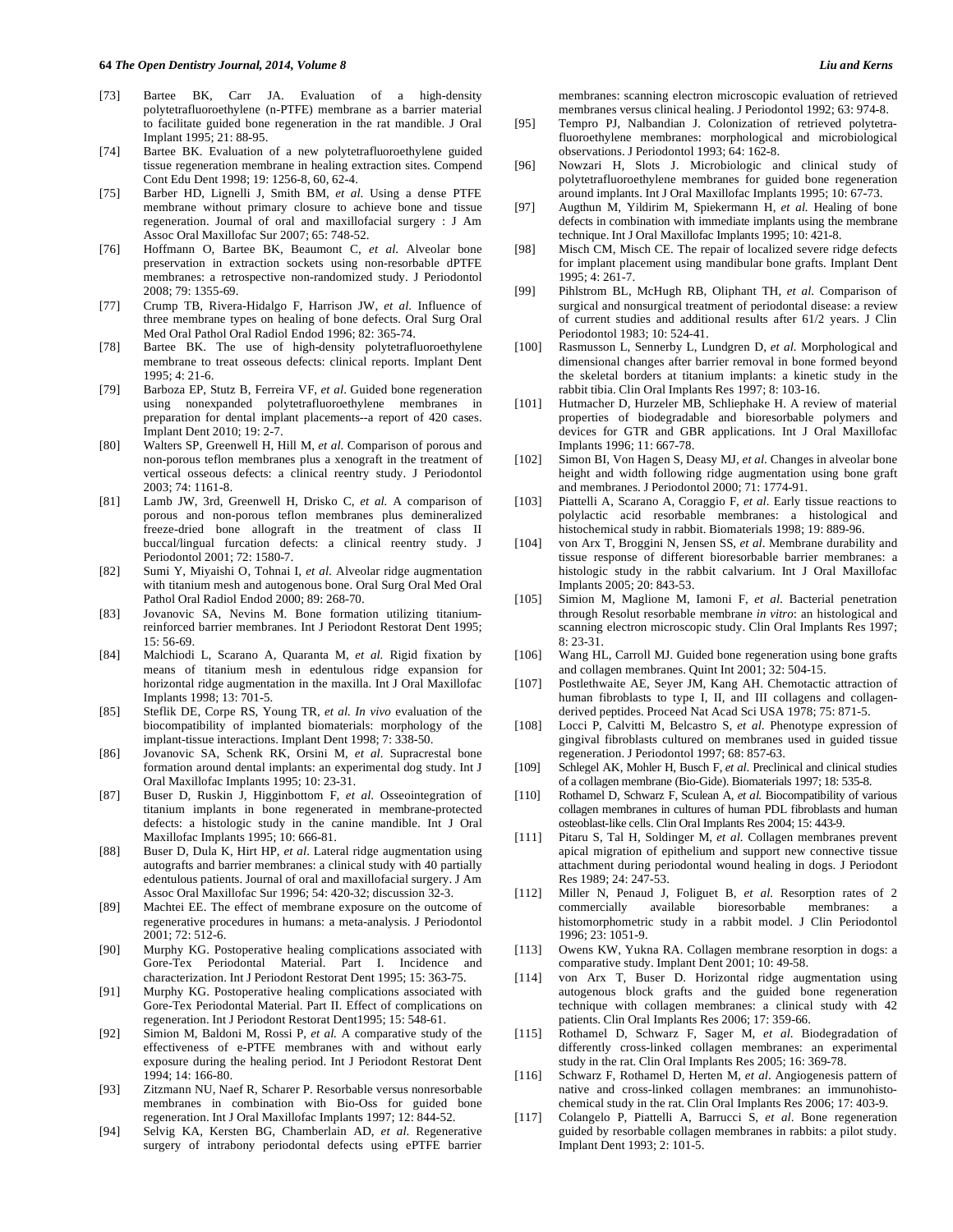[73] Bartee BK, Carr JA. Evaluation of a high-density polytetrafluoroethylene (n-PTFE) membrane as a barrier material to facilitate guided bone regeneration in the rat mandible. J Oral Implant 1995; 21: 88-95.

[74] Bartee BK. Evaluation of a new polytetrafluoroethylene guided tissue regeneration membrane in healing extraction sites. Compend Cont Edu Dent 1998; 19: 1256-8, 60, 62-4.

[75] Barber HD, Lignelli J, Smith BM, *et al.* Using a dense PTFE membrane without primary closure to achieve bone and tissue regeneration. Journal of oral and maxillofacial surgery : J Am Assoc Oral Maxillofac Sur 2007; 65: 748-52.

[76] Hoffmann O, Bartee BK, Beaumont C, *et al.* Alveolar bone preservation in extraction sockets using non-resorbable dPTFE membranes: a retrospective non-randomized study. J Periodontol 2008; 79: 1355-69.

[77] Crump TB, Rivera-Hidalgo F, Harrison JW, *et al.* Influence of three membrane types on healing of bone defects. Oral Surg Oral Med Oral Pathol Oral Radiol Endod 1996; 82: 365-74.

[78] Bartee BK. The use of high-density polytetrafluoroethylene membrane to treat osseous defects: clinical reports. Implant Dent 1995; 4: 21-6.

[79] Barboza EP, Stutz B, Ferreira VF, *et al*. Guided bone regeneration using nonexpanded polytetrafluoroethylene membranes in preparation for dental implant placements--a report of 420 cases. Implant Dent 2010; 19: 2-7.

[80] Walters SP, Greenwell H, Hill M, *et al*. Comparison of porous and non-porous teflon membranes plus a xenograft in the treatment of vertical osseous defects: a clinical reentry study. J Periodontol 2003; 74: 1161-8.

[81] Lamb JW, 3rd, Greenwell H, Drisko C, *et al.* A comparison of porous and non-porous teflon membranes plus demineralized freeze-dried bone allograft in the treatment of class II buccal/lingual furcation defects: a clinical reentry study. J Periodontol 2001; 72: 1580-7.

[82] Sumi Y, Miyaishi O, Tohnai I, *et al.* Alveolar ridge augmentation with titanium mesh and autogenous bone. Oral Surg Oral Med Oral Pathol Oral Radiol Endod 2000; 89: 268-70.

[83] Jovanovic SA, Nevins M. Bone formation utilizing titanium-reinforced barrier membranes. Int J Periodont Restorat Dent 1995; 15: 56-69.

[84] Malchiodi L, Scarano A, Quaranta M, *et al.* Rigid fixation by means of titanium mesh in edentulous ridge expansion for horizontal ridge augmentation in the maxilla. Int J Oral Maxillofac Implants 1998; 13: 701-5.

[85] Steflik DE, Corpe RS, Young TR, *et al. In vivo* evaluation of the biocompatibility of implanted biomaterials: morphology of the implant-tissue interactions. Implant Dent 1998; 7: 338-50.

[86] Jovanovic SA, Schenk RK, Orsini M, *et al*. Supracrestal bone formation around dental implants: an experimental dog study. Int J Oral Maxillofac Implants 1995; 10: 23-31.

[87] Buser D, Ruskin J, Higginbottom F, *et al.* Osseointegration of titanium implants in bone regenerated in membrane-protected defects: a histologic study in the canine mandible. Int J Oral Maxillofac Implants 1995; 10: 666-81.

[88] Buser D, Dula K, Hirt HP, *et al*. Lateral ridge augmentation using autografts and barrier membranes: a clinical study with 40 partially edentulous patients. Journal of oral and maxillofacial surgery. J Am Assoc Oral Maxillofac Sur 1996; 54: 420-32; discussion 32-3.

[89] Machtei EE. The effect of membrane exposure on the outcome of regenerative procedures in humans: a meta-analysis. J Periodontol 2001; 72: 512-6.

[90] Murphy KG. Postoperative healing complications associated with Gore-Tex Periodontal Material. Part I. Incidence and characterization. Int J Periodont Restorat Dent 1995; 15: 363-75.

[91] Murphy KG. Postoperative healing complications associated with Gore-Tex Periodontal Material. Part II. Effect of complications on regeneration. Int J Periodont Restorat Dent1995; 15: 548-61.

[92] Simion M, Baldoni M, Rossi P, *et al.* A comparative study of the effectiveness of e-PTFE membranes with and without early exposure during the healing period. Int J Periodont Restorat Dent 1994; 14: 166-80.

[93] Zitzmann NU, Naef R, Scharer P. Resorbable versus nonresorbable membranes in combination with Bio-Oss for guided bone regeneration. Int J Oral Maxillofac Implants 1997; 12: 844-52.

[94] Selvig KA, Kersten BG, Chamberlain AD, *et al.* Regenerative surgery of intrabony periodontal defects using ePTFE barrier membranes: scanning electron microscopic evaluation of retrieved membranes versus clinical healing. J Periodontol 1992; 63: 974-8.

[95] Tempro PJ, Nalbandian J. Colonization of retrieved polytetra-fluoroethylene membranes: morphological and microbiological observations. J Periodontol 1993; 64: 162-8.

[96] Nowzari H, Slots J. Microbiologic and clinical study of polytetrafluoroethylene membranes for guided bone regeneration around implants. Int J Oral Maxillofac Implants 1995; 10: 67-73.

[97] Augthun M, Yildirim M, Spiekermann H, *et al.* Healing of bone defects in combination with immediate implants using the membrane technique. Int J Oral Maxillofac Implants 1995; 10: 421-8.

[98] Misch CM, Misch CE. The repair of localized severe ridge defects for implant placement using mandibular bone grafts. Implant Dent 1995; 4: 261-7.

[99] Pihlstrom BL, McHugh RB, Oliphant TH, *et al.* Comparison of surgical and nonsurgical treatment of periodontal disease: a review of current studies and additional results after 61/2 years. J Clin Periodontol 1983; 10: 524-41.

[100] Rasmusson L, Sennerby L, Lundgren D, *et al.* Morphological and dimensional changes after barrier removal in bone formed beyond the skeletal borders at titanium implants: a kinetic study in the rabbit tibia. Clin Oral Implants Res 1997; 8: 103-16.

[101] Hutmacher D, Hurzeler MB, Schliephake H. A review of material properties of biodegradable and bioresorbable polymers and devices for GTR and GBR applications. Int J Oral Maxillofac Implants 1996; 11: 667-78.

[102] Simon BI, Von Hagen S, Deasy MJ, *et al.* Changes in alveolar bone height and width following ridge augmentation using bone graft and membranes. J Periodontol 2000; 71: 1774-91.

[103] Piattelli A, Scarano A, Coraggio F, *et al*. Early tissue reactions to polylactic acid resorbable membranes: a histological and histochemical study in rabbit. Biomaterials 1998; 19: 889-96.

[104] von Arx T, Broggini N, Jensen SS, *et al*. Membrane durability and tissue response of different bioresorbable barrier membranes: a histologic study in the rabbit calvarium. Int J Oral Maxillofac Implants 2005; 20: 843-53.

[105] Simion M, Maglione M, Iamoni F, *et al.* Bacterial penetration through Resolut resorbable membrane *in vitro*: an histological and scanning electron microscopic study. Clin Oral Implants Res 1997; 8: 23-31.

[106] Wang HL, Carroll MJ. Guided bone regeneration using bone grafts and collagen membranes. Quint Int 2001; 32: 504-15.

[107] Postlethwaite AE, Seyer JM, Kang AH. Chemotactic attraction of human fibroblasts to type I, II, and III collagens and collagen-derived peptides. Proceed Nat Acad Sci USA 1978; 75: 871-5.

[108] Locci P, Calvitti M, Belcastro S, *et al.* Phenotype expression of gingival fibroblasts cultured on membranes used in guided tissue regeneration. J Periodontol 1997; 68: 857-63.

[109] Schlegel AK, Mohler H, Busch F, *et al.* Preclinical and clinical studies of a collagen membrane (Bio-Gide). Biomaterials 1997; 18: 535-8.

[110] Rothamel D, Schwarz F, Sculean A, *et al.* Biocompatibility of various collagen membranes in cultures of human PDL fibroblasts and human osteoblast-like cells. Clin Oral Implants Res 2004; 15: 443-9.

[111] Pitaru S, Tal H, Soldinger M, *et al.* Collagen membranes prevent apical migration of epithelium and support new connective tissue attachment during periodontal wound healing in dogs. J Periodont Res 1989; 24: 247-53.

[112] Miller N, Penaud J, Foliguet B, *et al.* Resorption rates of 2 commercially available bioresorbable membranes: a histomorphometric study in a rabbit model. J Clin Periodontol 1996; 23: 1051-9.

[113] Owens KW, Yukna RA. Collagen membrane resorption in dogs: a comparative study. Implant Dent 2001; 10: 49-58.

[114] von Arx T, Buser D. Horizontal ridge augmentation using autogenous block grafts and the guided bone regeneration technique with collagen membranes: a clinical study with 42 patients. Clin Oral Implants Res 2006; 17: 359-66.

[115] Rothamel D, Schwarz F, Sager M, *et al.* Biodegradation of differently cross-linked collagen membranes: an experimental study in the rat. Clin Oral Implants Res 2005; 16: 369-78.

[116] Schwarz F, Rothamel D, Herten M, *et al*. Angiogenesis pattern of native and cross-linked collagen membranes: an immunohisto-chemical study in the rat. Clin Oral Implants Res 2006; 17: 403-9.

[117] Colangelo P, Piattelli A, Barrucci S, *et al.* Bone regeneration guided by resorbable collagen membranes in rabbits: a pilot study. Implant Dent 1993; 2: 101-5.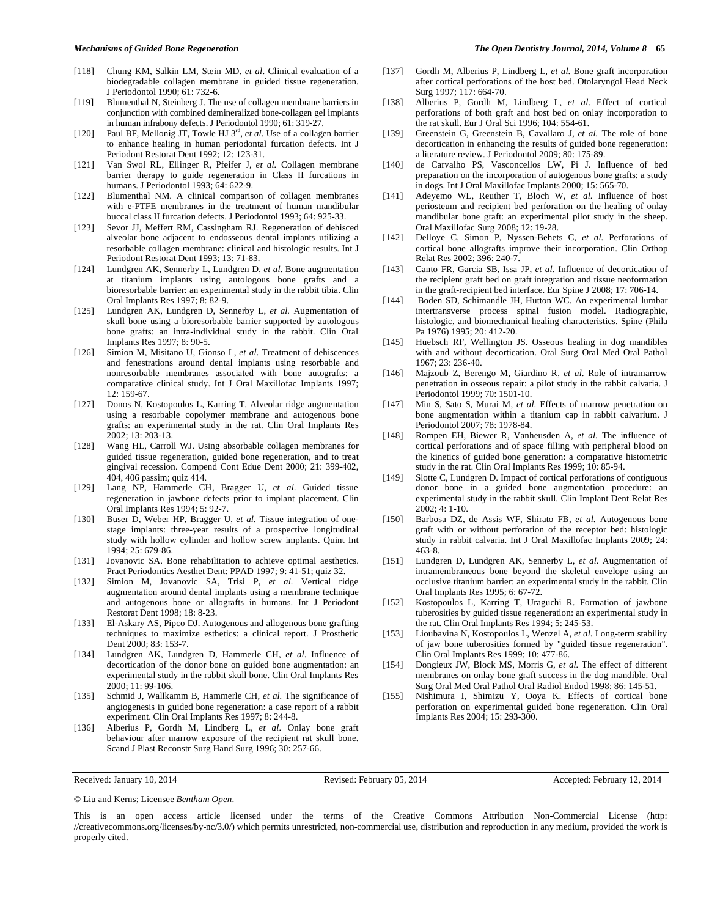[118] Chung KM, Salkin LM, Stein MD, *et al*. Clinical evaluation of a biodegradable collagen membrane in guided tissue regeneration. J Periodontol 1990; 61: 732-6.

[119] Blumenthal N, Steinberg J. The use of collagen membrane barriers in conjunction with combined demineralized bone-collagen gel implants in human infrabony defects. J Periodontol 1990; 61: 319-27.

[120] Paul BF, Mellonig JT, Towle HJ 3rd, *et al*. Use of a collagen barrier to enhance healing in human periodontal furcation defects. Int J Periodont Restorat Dent 1992; 12: 123-31.

[121] Van Swol RL, Ellinger R, Pfeifer J, *et al.* Collagen membrane barrier therapy to guide regeneration in Class II furcations in humans. J Periodontol 1993; 64: 622-9.

[122] Blumenthal NM. A clinical comparison of collagen membranes with e-PTFE membranes in the treatment of human mandibular buccal class II furcation defects. J Periodontol 1993; 64: 925-33.

[123] Sevor JJ, Meffert RM, Cassingham RJ. Regeneration of dehisced alveolar bone adjacent to endosseous dental implants utilizing a resorbable collagen membrane: clinical and histologic results. Int J Periodont Restorat Dent 1993; 13: 71-83.

[124] Lundgren AK, Sennerby L, Lundgren D, *et al*. Bone augmentation at titanium implants using autologous bone grafts and a bioresorbable barrier: an experimental study in the rabbit tibia. Clin Oral Implants Res 1997; 8: 82-9.

[125] Lundgren AK, Lundgren D, Sennerby L, *et al.* Augmentation of skull bone using a bioresorbable barrier supported by autologous bone grafts: an intra-individual study in the rabbit. Clin Oral Implants Res 1997; 8: 90-5.

[126] Simion M, Misitano U, Gionso L, *et al.* Treatment of dehiscences and fenestrations around dental implants using resorbable and nonresorbable membranes associated with bone autografts: a comparative clinical study. Int J Oral Maxillofac Implants 1997; 12: 159-67.

[127] Donos N, Kostopoulos L, Karring T. Alveolar ridge augmentation using a resorbable copolymer membrane and autogenous bone grafts: an experimental study in the rat. Clin Oral Implants Res 2002; 13: 203-13.

[128] Wang HL, Carroll WJ. Using absorbable collagen membranes for guided tissue regeneration, guided bone regeneration, and to treat gingival recession. Compend Cont Edue Dent 2000; 21: 399-402, 404, 406 passim; quiz 414.

[129] Lang NP, Hammerle CH, Bragger U, *et al.* Guided tissue regeneration in jawbone defects prior to implant placement. Clin Oral Implants Res 1994; 5: 92-7.

[130] Buser D, Weber HP, Bragger U, *et al*. Tissue integration of one-stage implants: three-year results of a prospective longitudinal study with hollow cylinder and hollow screw implants. Quint Int 1994; 25: 679-86.

[131] Jovanovic SA. Bone rehabilitation to achieve optimal aesthetics. Pract Periodontics Aesthet Dent: PPAD 1997; 9: 41-51; quiz 32.

[132] Simion M, Jovanovic SA, Trisi P, *et al.* Vertical ridge augmentation around dental implants using a membrane technique and autogenous bone or allografts in humans. Int J Periodont Restorat Dent 1998; 18: 8-23.

[133] El-Askary AS, Pipco DJ. Autogenous and allogenous bone grafting techniques to maximize esthetics: a clinical report. J Prosthetic Dent 2000; 83: 153-7.

[134] Lundgren AK, Lundgren D, Hammerle CH, *et al*. Influence of decortication of the donor bone on guided bone augmentation: an experimental study in the rabbit skull bone. Clin Oral Implants Res 2000; 11: 99-106.

[135] Schmid J, Wallkamm B, Hammerle CH, *et al.* The significance of angiogenesis in guided bone regeneration: a case report of a rabbit experiment. Clin Oral Implants Res 1997; 8: 244-8.

[136] Alberius P, Gordh M, Lindberg L, *et al*. Onlay bone graft behaviour after marrow exposure of the recipient rat skull bone. Scand J Plast Reconstr Surg Hand Surg 1996; 30: 257-66.

[137] Gordh M, Alberius P, Lindberg L, *et al.* Bone graft incorporation after cortical perforations of the host bed. Otolaryngol Head Neck Surg 1997; 117: 664-70.

[138] Alberius P, Gordh M, Lindberg L, *et al.* Effect of cortical perforations of both graft and host bed on onlay incorporation to the rat skull. Eur J Oral Sci 1996; 104: 554-61.

[139] Greenstein G, Greenstein B, Cavallaro J, *et al.* The role of bone decortication in enhancing the results of guided bone regeneration: a literature review. J Periodontol 2009; 80: 175-89.

[140] de Carvalho PS, Vasconcellos LW, Pi J. Influence of bed preparation on the incorporation of autogenous bone grafts: a study in dogs. Int J Oral Maxillofac Implants 2000; 15: 565-70.

[141] Adeyemo WL, Reuther T, Bloch W, *et al.* Influence of host periosteum and recipient bed perforation on the healing of onlay mandibular bone graft: an experimental pilot study in the sheep. Oral Maxillofac Surg 2008; 12: 19-28.

[142] Delloye C, Simon P, Nyssen-Behets C, *et al.* Perforations of cortical bone allografts improve their incorporation. Clin Orthop Relat Res 2002; 396: 240-7.

[143] Canto FR, Garcia SB, Issa JP, *et al*. Influence of decortication of the recipient graft bed on graft integration and tissue neoformation in the graft-recipient bed interface. Eur Spine J 2008; 17: 706-14.

[144] Boden SD, Schimandle JH, Hutton WC. An experimental lumbar intertransverse process spinal fusion model. Radiographic, histologic, and biomechanical healing characteristics. Spine (Phila Pa 1976) 1995; 20: 412-20.

[145] Huebsch RF, Wellington JS. Osseous healing in dog mandibles with and without decortication. Oral Surg Oral Med Oral Pathol 1967; 23: 236-40.

[146] Majzoub Z, Berengo M, Giardino R, *et al.* Role of intramarrow penetration in osseous repair: a pilot study in the rabbit calvaria. J Periodontol 1999; 70: 1501-10.

[147] Min S, Sato S, Murai M, *et al.* Effects of marrow penetration on bone augmentation within a titanium cap in rabbit calvarium. J Periodontol 2007; 78: 1978-84.

[148] Rompen EH, Biewer R, Vanheusden A, *et al.* The influence of cortical perforations and of space filling with peripheral blood on the kinetics of guided bone generation: a comparative histometric study in the rat. Clin Oral Implants Res 1999; 10: 85-94.

[149] Slotte C, Lundgren D. Impact of cortical perforations of contiguous donor bone in a guided bone augmentation procedure: an experimental study in the rabbit skull. Clin Implant Dent Relat Res 2002; 4: 1-10.

[150] Barbosa DZ, de Assis WF, Shirato FB, *et al.* Autogenous bone graft with or without perforation of the receptor bed: histologic study in rabbit calvaria. Int J Oral Maxillofac Implants 2009; 24: 463-8.

[151] Lundgren D, Lundgren AK, Sennerby L, *et al.* Augmentation of intramembraneous bone beyond the skeletal envelope using an occlusive titanium barrier: an experimental study in the rabbit. Clin Oral Implants Res 1995; 6: 67-72.

[152] Kostopoulos L, Karring T, Uraguchi R. Formation of jawbone tuberosities by guided tissue regeneration: an experimental study in the rat. Clin Oral Implants Res 1994; 5: 245-53.

[153] Lioubavina N, Kostopoulos L, Wenzel A, *et al*. Long-term stability of jaw bone tuberosities formed by "guided tissue regeneration". Clin Oral Implants Res 1999; 10: 477-86.

[154] Dongieux JW, Block MS, Morris G, *et al.* The effect of different membranes on onlay bone graft success in the dog mandible. Oral Surg Oral Med Oral Pathol Oral Radiol Endod 1998; 86: 145-51.

[155] Nishimura I, Shimizu Y, Ooya K. Effects of cortical bone perforation on experimental guided bone regeneration. Clin Oral Implants Res 2004; 15: 293-300.

Received: January 10, 2014 Revised: February 05, 2014 Accepted: February 12, 2014

© Liu and Kerns; Licensee *Bentham Open*.

This is an open access article licensed under the terms of the Creative Commons Attribution Non-Commercial License (http://creativecommons.org/licenses/by-nc/3.0/) which permits unrestricted, non-commercial use, distribution and reproduction in any medium, provided the work is properly cited.